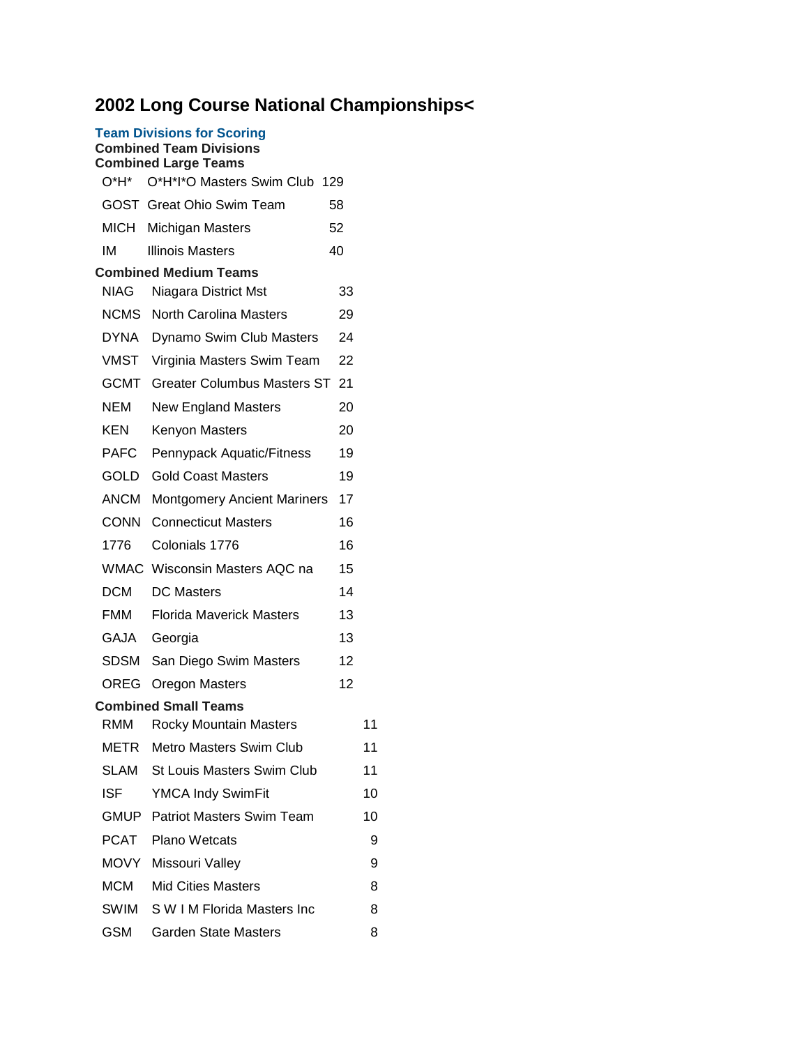# 2002 Long Course National Championships<

**Team Divisions for Scoring**

**Combined Team Divisions**

**Combined Large Teams**

| | | |
|---|---|---|
| O*H* | O*H*I*O Masters Swim Club | 129 |
| GOST | Great Ohio Swim Team | 58 |
| MICH | Michigan Masters | 52 |
| IM | Illinois Masters | 40 |

**Combined Medium Teams**

| | | |
|---|---|---|
| NIAG | Niagara District Mst | 33 |
| NCMS | North Carolina Masters | 29 |
| DYNA | Dynamo Swim Club Masters | 24 |
| VMST | Virginia Masters Swim Team | 22 |
| GCMT | Greater Columbus Masters ST | 21 |
| NEM | New England Masters | 20 |
| KEN | Kenyon Masters | 20 |
| PAFC | Pennypack Aquatic/Fitness | 19 |
| GOLD | Gold Coast Masters | 19 |
| ANCM | Montgomery Ancient Mariners | 17 |
| CONN | Connecticut Masters | 16 |
| 1776 | Colonials 1776 | 16 |
| WMAC | Wisconsin Masters AQC na | 15 |
| DCM | DC Masters | 14 |
| FMM | Florida Maverick Masters | 13 |
| GAJA | Georgia | 13 |
| SDSM | San Diego Swim Masters | 12 |
| OREG | Oregon Masters | 12 |

**Combined Small Teams**

| | | |
|---|---|---|
| RMM | Rocky Mountain Masters | 11 |
| METR | Metro Masters Swim Club | 11 |
| SLAM | St Louis Masters Swim Club | 11 |
| ISF | YMCA Indy SwimFit | 10 |
| GMUP | Patriot Masters Swim Team | 10 |
| PCAT | Plano Wetcats | 9 |
| MOVY | Missouri Valley | 9 |
| MCM | Mid Cities Masters | 8 |
| SWIM | S W I M Florida Masters Inc | 8 |
| GSM | Garden State Masters | 8 |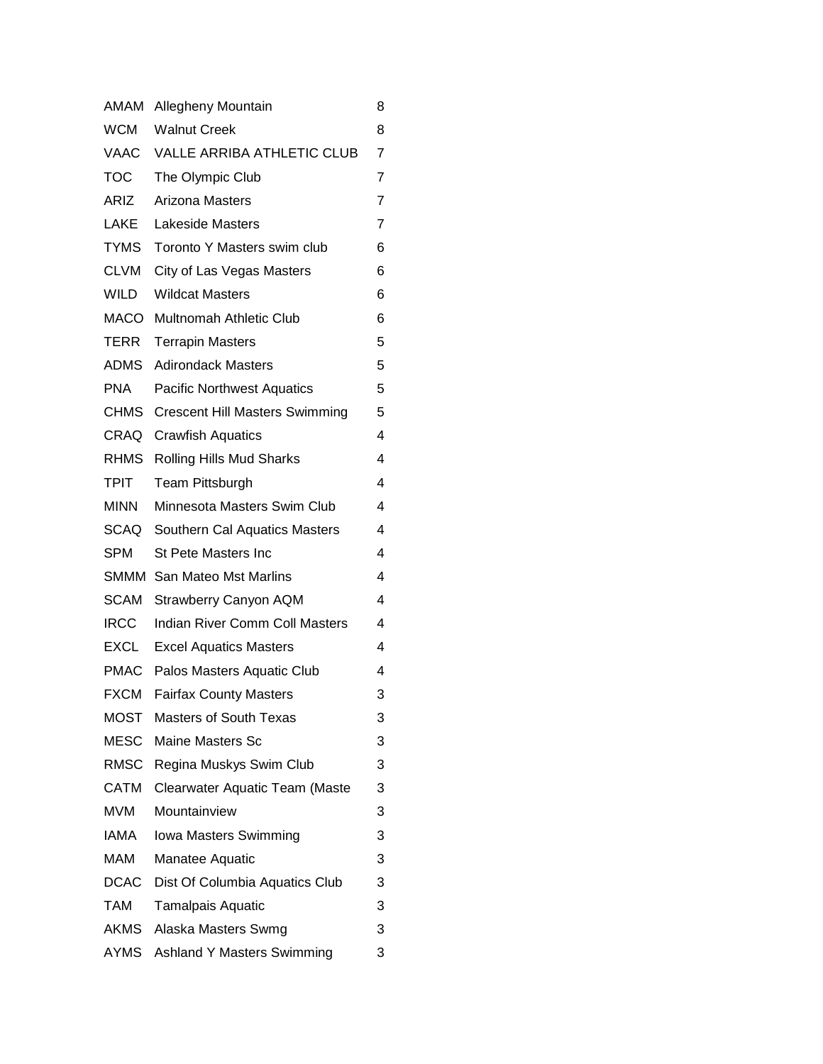| | | |
|---|---|---|
| AMAM | Allegheny Mountain | 8 |
| WCM | Walnut Creek | 8 |
| VAAC | VALLE ARRIBA ATHLETIC CLUB | 7 |
| TOC | The Olympic Club | 7 |
| ARIZ | Arizona Masters | 7 |
| LAKE | Lakeside Masters | 7 |
| TYMS | Toronto Y Masters swim club | 6 |
| CLVM | City of Las Vegas Masters | 6 |
| WILD | Wildcat Masters | 6 |
| MACO | Multnomah Athletic Club | 6 |
| TERR | Terrapin Masters | 5 |
| ADMS | Adirondack Masters | 5 |
| PNA | Pacific Northwest Aquatics | 5 |
| CHMS | Crescent Hill Masters Swimming | 5 |
| CRAQ | Crawfish Aquatics | 4 |
| RHMS | Rolling Hills Mud Sharks | 4 |
| TPIT | Team Pittsburgh | 4 |
| MINN | Minnesota Masters Swim Club | 4 |
| SCAQ | Southern Cal Aquatics Masters | 4 |
| SPM | St Pete Masters Inc | 4 |
| SMMM | San Mateo Mst Marlins | 4 |
| SCAM | Strawberry Canyon AQM | 4 |
| IRCC | Indian River Comm Coll Masters | 4 |
| EXCL | Excel Aquatics Masters | 4 |
| PMAC | Palos Masters Aquatic Club | 4 |
| FXCM | Fairfax County Masters | 3 |
| MOST | Masters of South Texas | 3 |
| MESC | Maine Masters Sc | 3 |
| RMSC | Regina Muskys Swim Club | 3 |
| CATM | Clearwater Aquatic Team (Maste | 3 |
| MVM | Mountainview | 3 |
| IAMA | Iowa Masters Swimming | 3 |
| MAM | Manatee Aquatic | 3 |
| DCAC | Dist Of Columbia Aquatics Club | 3 |
| TAM | Tamalpais Aquatic | 3 |
| AKMS | Alaska Masters Swmg | 3 |
| AYMS | Ashland Y Masters Swimming | 3 |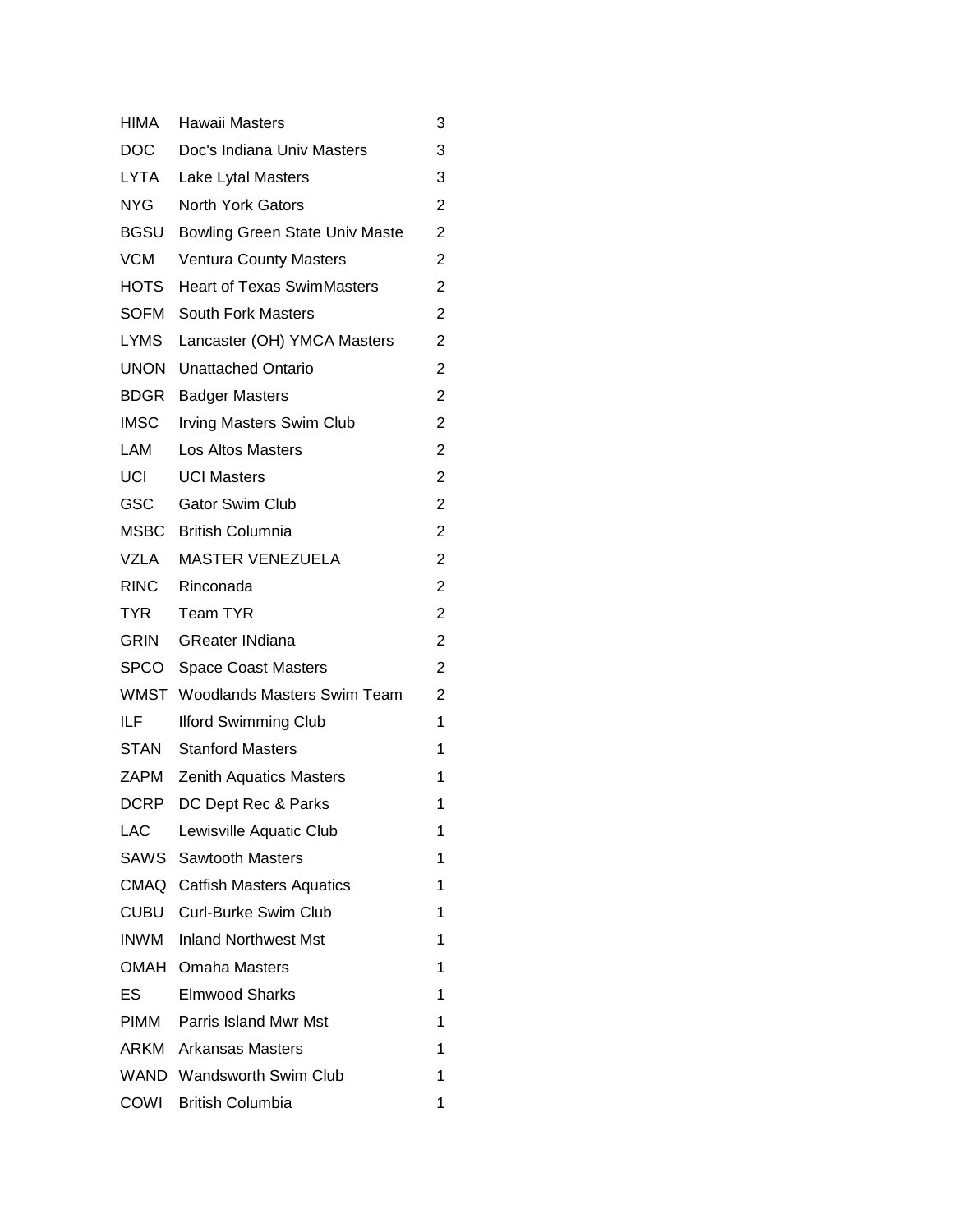| | | |
|---|---|---|
| HIMA | Hawaii Masters | 3 |
| DOC | Doc's Indiana Univ Masters | 3 |
| LYTA | Lake Lytal Masters | 3 |
| NYG | North York Gators | 2 |
| BGSU | Bowling Green State Univ Maste | 2 |
| VCM | Ventura County Masters | 2 |
| HOTS | Heart of Texas SwimMasters | 2 |
| SOFM | South Fork Masters | 2 |
| LYMS | Lancaster (OH) YMCA Masters | 2 |
| UNON | Unattached Ontario | 2 |
| BDGR | Badger Masters | 2 |
| IMSC | Irving Masters Swim Club | 2 |
| LAM | Los Altos Masters | 2 |
| UCI | UCI Masters | 2 |
| GSC | Gator Swim Club | 2 |
| MSBC | British Columnia | 2 |
| VZLA | MASTER VENEZUELA | 2 |
| RINC | Rinconada | 2 |
| TYR | Team TYR | 2 |
| GRIN | GReater INdiana | 2 |
| SPCO | Space Coast Masters | 2 |
| WMST | Woodlands Masters Swim Team | 2 |
| ILF | Ilford Swimming Club | 1 |
| STAN | Stanford Masters | 1 |
| ZAPM | Zenith Aquatics Masters | 1 |
| DCRP | DC Dept Rec & Parks | 1 |
| LAC | Lewisville Aquatic Club | 1 |
| SAWS | Sawtooth Masters | 1 |
| CMAQ | Catfish Masters Aquatics | 1 |
| CUBU | Curl-Burke Swim Club | 1 |
| INWM | Inland Northwest Mst | 1 |
| OMAH | Omaha Masters | 1 |
| ES | Elmwood Sharks | 1 |
| PIMM | Parris Island Mwr Mst | 1 |
| ARKM | Arkansas Masters | 1 |
| WAND | Wandsworth Swim Club | 1 |
| COWI | British Columbia | 1 |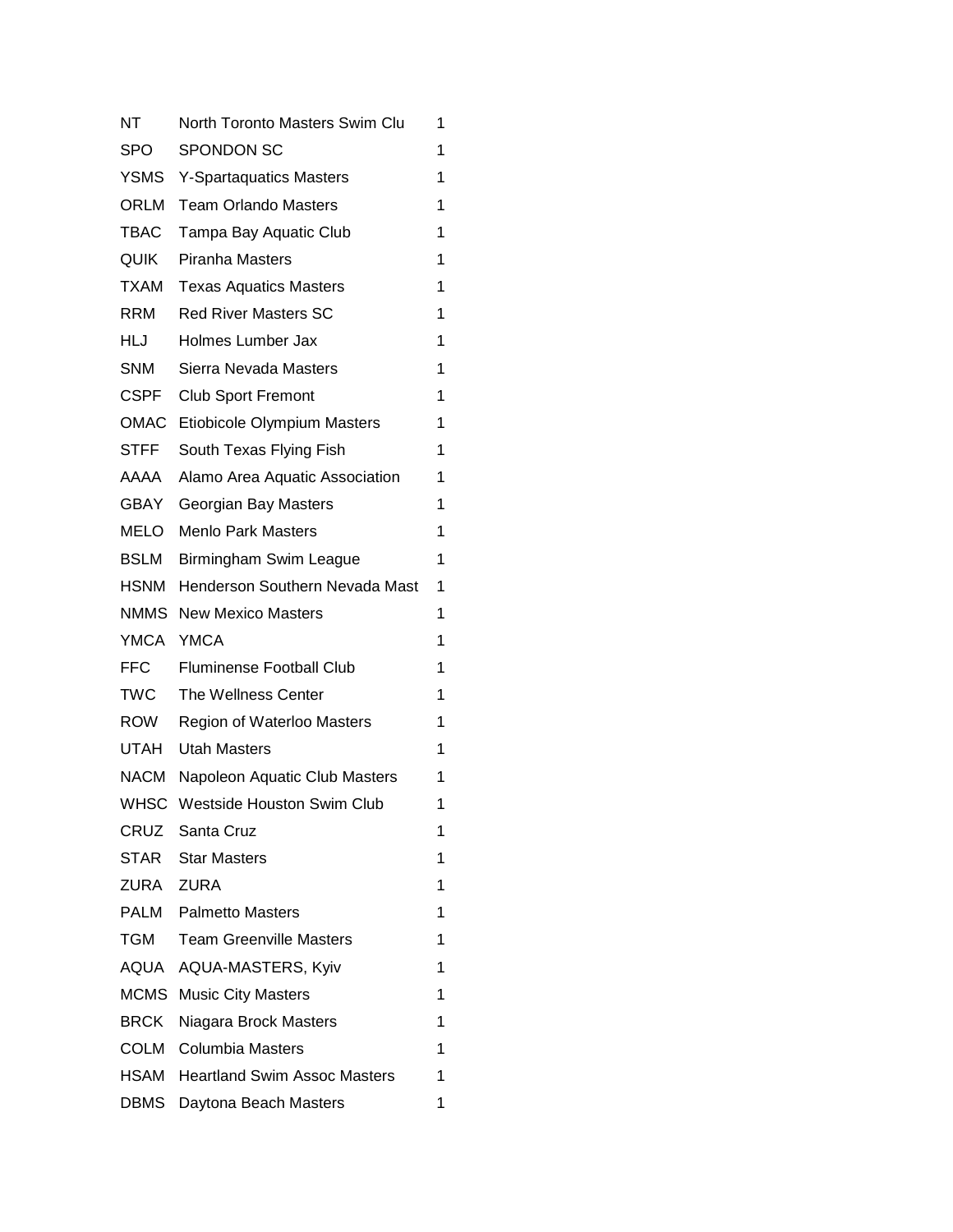| | | |
|---|---|---|
| NT | North Toronto Masters Swim Clu | 1 |
| SPO | SPONDON SC | 1 |
| YSMS | Y-Spartaquatics Masters | 1 |
| ORLM | Team Orlando Masters | 1 |
| TBAC | Tampa Bay Aquatic Club | 1 |
| QUIK | Piranha Masters | 1 |
| TXAM | Texas Aquatics Masters | 1 |
| RRM | Red River Masters SC | 1 |
| HLJ | Holmes Lumber Jax | 1 |
| SNM | Sierra Nevada Masters | 1 |
| CSPF | Club Sport Fremont | 1 |
| OMAC | Etiobicole Olympium Masters | 1 |
| STFF | South Texas Flying Fish | 1 |
| AAAA | Alamo Area Aquatic Association | 1 |
| GBAY | Georgian Bay Masters | 1 |
| MELO | Menlo Park Masters | 1 |
| BSLM | Birmingham Swim League | 1 |
| HSNM | Henderson Southern Nevada Mast | 1 |
| NMMS | New Mexico Masters | 1 |
| YMCA | YMCA | 1 |
| FFC | Fluminense Football Club | 1 |
| TWC | The Wellness Center | 1 |
| ROW | Region of Waterloo Masters | 1 |
| UTAH | Utah Masters | 1 |
| NACM | Napoleon Aquatic Club Masters | 1 |
| WHSC | Westside Houston Swim Club | 1 |
| CRUZ | Santa Cruz | 1 |
| STAR | Star Masters | 1 |
| ZURA | ZURA | 1 |
| PALM | Palmetto Masters | 1 |
| TGM | Team Greenville Masters | 1 |
| AQUA | AQUA-MASTERS, Kyiv | 1 |
| MCMS | Music City Masters | 1 |
| BRCK | Niagara Brock Masters | 1 |
| COLM | Columbia Masters | 1 |
| HSAM | Heartland Swim Assoc Masters | 1 |
| DBMS | Daytona Beach Masters | 1 |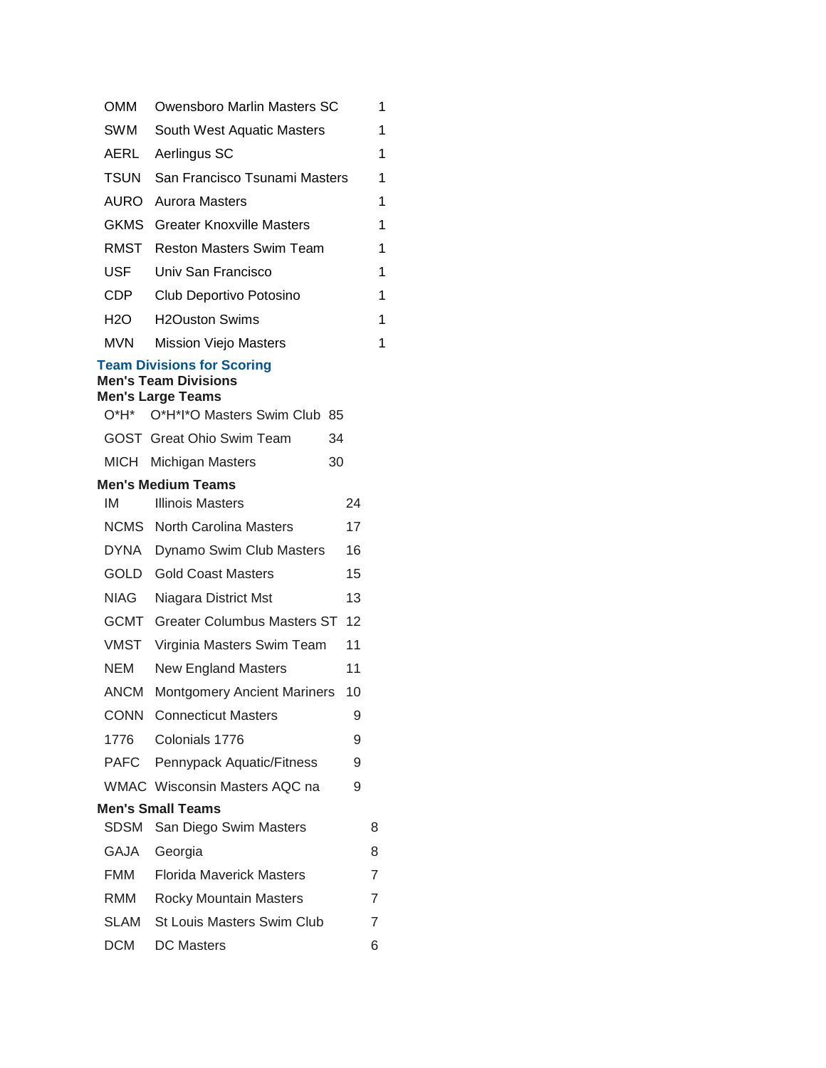| | | |
|---|---|---|
| OMM | Owensboro Marlin Masters SC | 1 |
| SWM | South West Aquatic Masters | 1 |
| AERL | Aerlingus SC | 1 |
| TSUN | San Francisco Tsunami Masters | 1 |
| AURO | Aurora Masters | 1 |
| GKMS | Greater Knoxville Masters | 1 |
| RMST | Reston Masters Swim Team | 1 |
| USF | Univ San Francisco | 1 |
| CDP | Club Deportivo Potosino | 1 |
| H2O | H2Ouston Swims | 1 |
| MVN | Mission Viejo Masters | 1 |

## Team Divisions for Scoring

### Men's Team Divisions

#### Men's Large Teams

| | | |
|---|---|---|
| O*H* | O*H*I*O Masters Swim Club | 85 |
| GOST | Great Ohio Swim Team | 34 |
| MICH | Michigan Masters | 30 |

#### Men's Medium Teams

| | | |
|---|---|---|
| IM | Illinois Masters | 24 |
| NCMS | North Carolina Masters | 17 |
| DYNA | Dynamo Swim Club Masters | 16 |
| GOLD | Gold Coast Masters | 15 |
| NIAG | Niagara District Mst | 13 |
| GCMT | Greater Columbus Masters ST | 12 |
| VMST | Virginia Masters Swim Team | 11 |
| NEM | New England Masters | 11 |
| ANCM | Montgomery Ancient Mariners | 10 |
| CONN | Connecticut Masters | 9 |
| 1776 | Colonials 1776 | 9 |
| PAFC | Pennypack Aquatic/Fitness | 9 |
| WMAC | Wisconsin Masters AQC na | 9 |

#### Men's Small Teams

| | | |
|---|---|---|
| SDSM | San Diego Swim Masters | 8 |
| GAJA | Georgia | 8 |
| FMM | Florida Maverick Masters | 7 |
| RMM | Rocky Mountain Masters | 7 |
| SLAM | St Louis Masters Swim Club | 7 |
| DCM | DC Masters | 6 |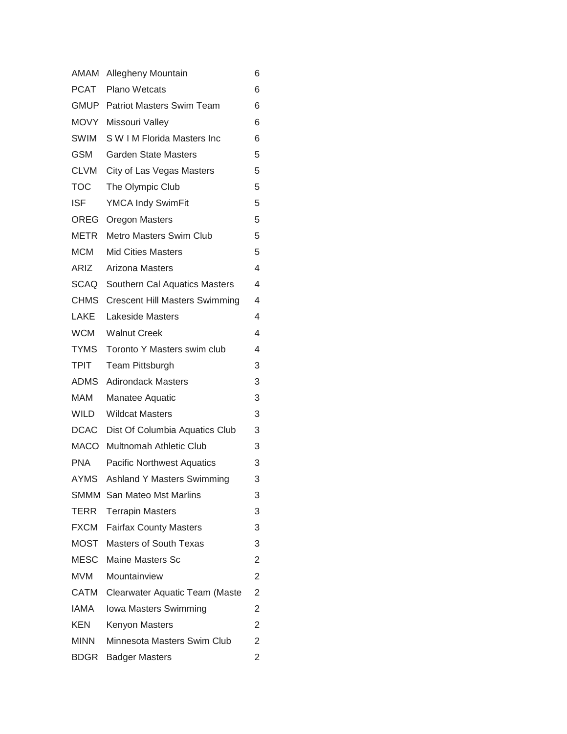| | | |
|---|---|---|
| AMAM | Allegheny Mountain | 6 |
| PCAT | Plano Wetcats | 6 |
| GMUP | Patriot Masters Swim Team | 6 |
| MOVY | Missouri Valley | 6 |
| SWIM | S W I M Florida Masters Inc | 6 |
| GSM | Garden State Masters | 5 |
| CLVM | City of Las Vegas Masters | 5 |
| TOC | The Olympic Club | 5 |
| ISF | YMCA Indy SwimFit | 5 |
| OREG | Oregon Masters | 5 |
| METR | Metro Masters Swim Club | 5 |
| MCM | Mid Cities Masters | 5 |
| ARIZ | Arizona Masters | 4 |
| SCAQ | Southern Cal Aquatics Masters | 4 |
| CHMS | Crescent Hill Masters Swimming | 4 |
| LAKE | Lakeside Masters | 4 |
| WCM | Walnut Creek | 4 |
| TYMS | Toronto Y Masters swim club | 4 |
| TPIT | Team Pittsburgh | 3 |
| ADMS | Adirondack Masters | 3 |
| MAM | Manatee Aquatic | 3 |
| WILD | Wildcat Masters | 3 |
| DCAC | Dist Of Columbia Aquatics Club | 3 |
| MACO | Multnomah Athletic Club | 3 |
| PNA | Pacific Northwest Aquatics | 3 |
| AYMS | Ashland Y Masters Swimming | 3 |
| SMMM | San Mateo Mst Marlins | 3 |
| TERR | Terrapin Masters | 3 |
| FXCM | Fairfax County Masters | 3 |
| MOST | Masters of South Texas | 3 |
| MESC | Maine Masters Sc | 2 |
| MVM | Mountainview | 2 |
| CATM | Clearwater Aquatic Team (Maste | 2 |
| IAMA | Iowa Masters Swimming | 2 |
| KEN | Kenyon Masters | 2 |
| MINN | Minnesota Masters Swim Club | 2 |
| BDGR | Badger Masters | 2 |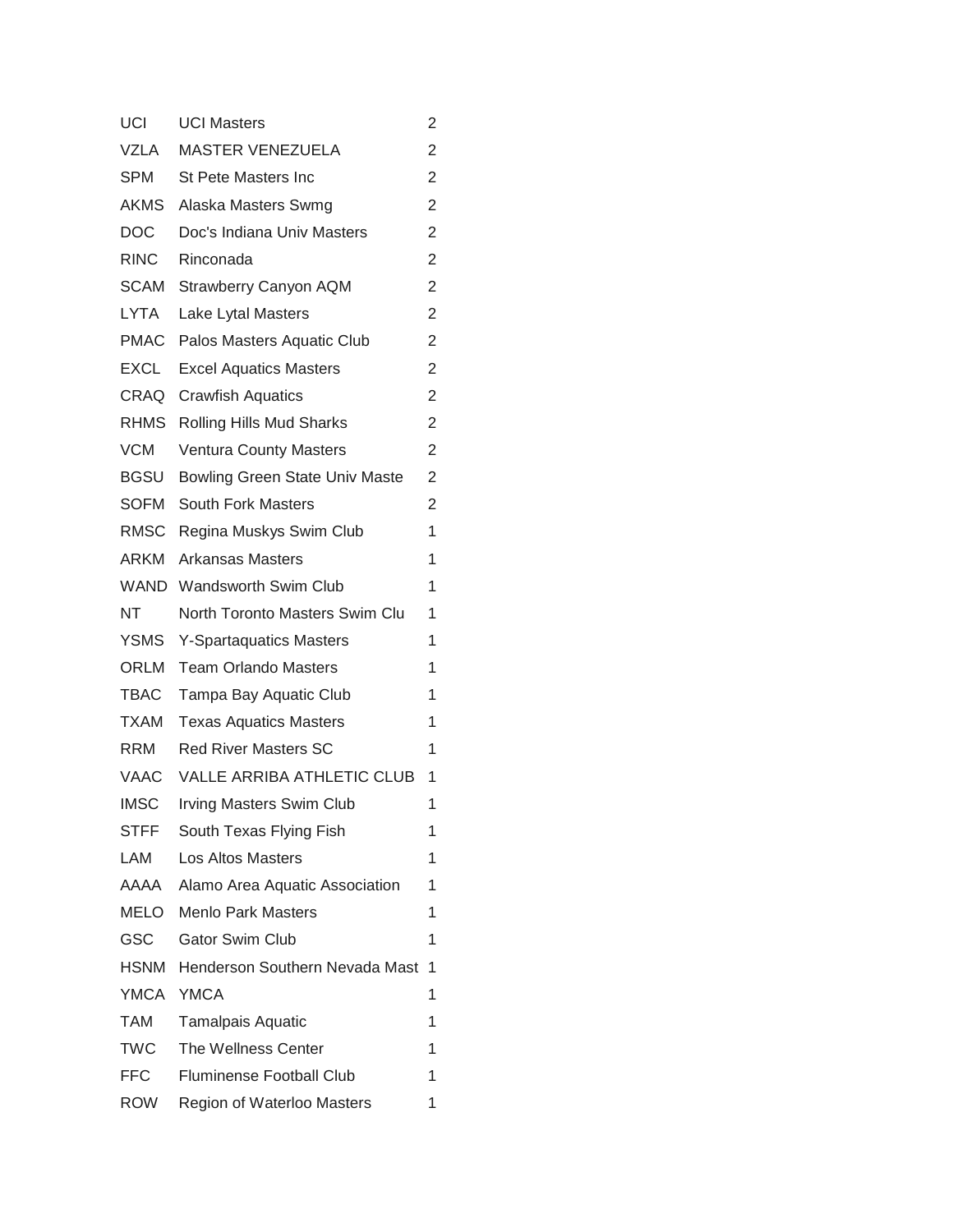| | | |
|---|---|---|
| UCI | UCI Masters | 2 |
| VZLA | MASTER VENEZUELA | 2 |
| SPM | St Pete Masters Inc | 2 |
| AKMS | Alaska Masters Swmg | 2 |
| DOC | Doc's Indiana Univ Masters | 2 |
| RINC | Rinconada | 2 |
| SCAM | Strawberry Canyon AQM | 2 |
| LYTA | Lake Lytal Masters | 2 |
| PMAC | Palos Masters Aquatic Club | 2 |
| EXCL | Excel Aquatics Masters | 2 |
| CRAQ | Crawfish Aquatics | 2 |
| RHMS | Rolling Hills Mud Sharks | 2 |
| VCM | Ventura County Masters | 2 |
| BGSU | Bowling Green State Univ Maste | 2 |
| SOFM | South Fork Masters | 2 |
| RMSC | Regina Muskys Swim Club | 1 |
| ARKM | Arkansas Masters | 1 |
| WAND | Wandsworth Swim Club | 1 |
| NT | North Toronto Masters Swim Clu | 1 |
| YSMS | Y-Spartaquatics Masters | 1 |
| ORLM | Team Orlando Masters | 1 |
| TBAC | Tampa Bay Aquatic Club | 1 |
| TXAM | Texas Aquatics Masters | 1 |
| RRM | Red River Masters SC | 1 |
| VAAC | VALLE ARRIBA ATHLETIC CLUB | 1 |
| IMSC | Irving Masters Swim Club | 1 |
| STFF | South Texas Flying Fish | 1 |
| LAM | Los Altos Masters | 1 |
| AAAA | Alamo Area Aquatic Association | 1 |
| MELO | Menlo Park Masters | 1 |
| GSC | Gator Swim Club | 1 |
| HSNM | Henderson Southern Nevada Mast | 1 |
| YMCA | YMCA | 1 |
| TAM | Tamalpais Aquatic | 1 |
| TWC | The Wellness Center | 1 |
| FFC | Fluminense Football Club | 1 |
| ROW | Region of Waterloo Masters | 1 |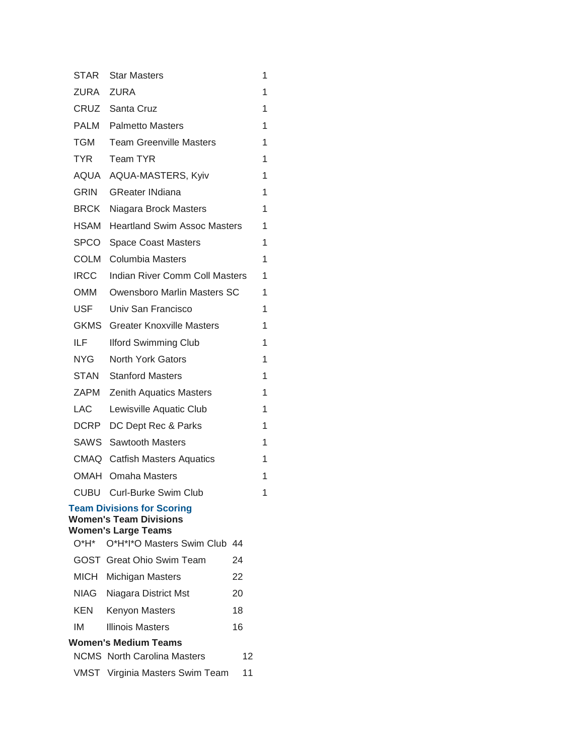| | | |
|---|---|---|
| STAR | Star Masters | 1 |
| ZURA | ZURA | 1 |
| CRUZ | Santa Cruz | 1 |
| PALM | Palmetto Masters | 1 |
| TGM | Team Greenville Masters | 1 |
| TYR | Team TYR | 1 |
| AQUA | AQUA-MASTERS, Kyiv | 1 |
| GRIN | GReater INdiana | 1 |
| BRCK | Niagara Brock Masters | 1 |
| HSAM | Heartland Swim Assoc Masters | 1 |
| SPCO | Space Coast Masters | 1 |
| COLM | Columbia Masters | 1 |
| IRCC | Indian River Comm Coll Masters | 1 |
| OMM | Owensboro Marlin Masters SC | 1 |
| USF | Univ San Francisco | 1 |
| GKMS | Greater Knoxville Masters | 1 |
| ILF | Ilford Swimming Club | 1 |
| NYG | North York Gators | 1 |
| STAN | Stanford Masters | 1 |
| ZAPM | Zenith Aquatics Masters | 1 |
| LAC | Lewisville Aquatic Club | 1 |
| DCRP | DC Dept Rec & Parks | 1 |
| SAWS | Sawtooth Masters | 1 |
| CMAQ | Catfish Masters Aquatics | 1 |
| OMAH | Omaha Masters | 1 |
| CUBU | Curl-Burke Swim Club | 1 |

## Team Divisions for Scoring

### Women's Team Divisions

#### Women's Large Teams

| | | |
|---|---|---|
| O*H* | O*H*I*O Masters Swim Club | 44 |
| GOST | Great Ohio Swim Team | 24 |
| MICH | Michigan Masters | 22 |
| NIAG | Niagara District Mst | 20 |
| KEN | Kenyon Masters | 18 |
| IM | Illinois Masters | 16 |

#### Women's Medium Teams

| | | |
|---|---|---|
| NCMS | North Carolina Masters | 12 |
| VMST | Virginia Masters Swim Team | 11 |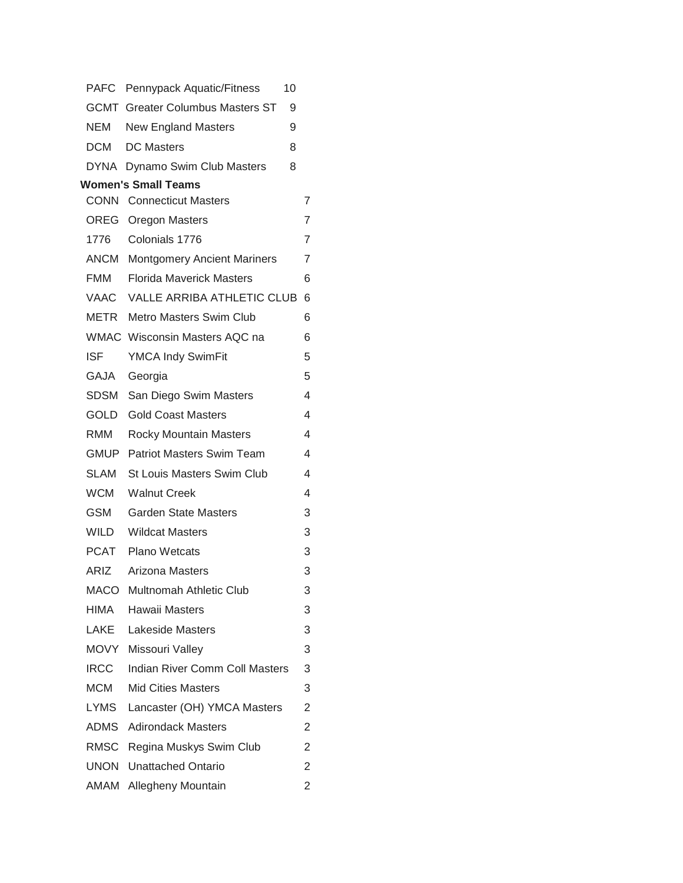| | | |
|---|---|---|
| PAFC | Pennypack Aquatic/Fitness | 10 |
| GCMT | Greater Columbus Masters ST | 9 |
| NEM | New England Masters | 9 |
| DCM | DC Masters | 8 |
| DYNA | Dynamo Swim Club Masters | 8 |

**Women's Small Teams**

| | | |
|---|---|---|
| CONN | Connecticut Masters | 7 |
| OREG | Oregon Masters | 7 |
| 1776 | Colonials 1776 | 7 |
| ANCM | Montgomery Ancient Mariners | 7 |
| FMM | Florida Maverick Masters | 6 |
| VAAC | VALLE ARRIBA ATHLETIC CLUB | 6 |
| METR | Metro Masters Swim Club | 6 |
| WMAC | Wisconsin Masters AQC na | 6 |
| ISF | YMCA Indy SwimFit | 5 |
| GAJA | Georgia | 5 |
| SDSM | San Diego Swim Masters | 4 |
| GOLD | Gold Coast Masters | 4 |
| RMM | Rocky Mountain Masters | 4 |
| GMUP | Patriot Masters Swim Team | 4 |
| SLAM | St Louis Masters Swim Club | 4 |
| WCM | Walnut Creek | 4 |
| GSM | Garden State Masters | 3 |
| WILD | Wildcat Masters | 3 |
| PCAT | Plano Wetcats | 3 |
| ARIZ | Arizona Masters | 3 |
| MACO | Multnomah Athletic Club | 3 |
| HIMA | Hawaii Masters | 3 |
| LAKE | Lakeside Masters | 3 |
| MOVY | Missouri Valley | 3 |
| IRCC | Indian River Comm Coll Masters | 3 |
| MCM | Mid Cities Masters | 3 |
| LYMS | Lancaster (OH) YMCA Masters | 2 |
| ADMS | Adirondack Masters | 2 |
| RMSC | Regina Muskys Swim Club | 2 |
| UNON | Unattached Ontario | 2 |
| AMAM | Allegheny Mountain | 2 |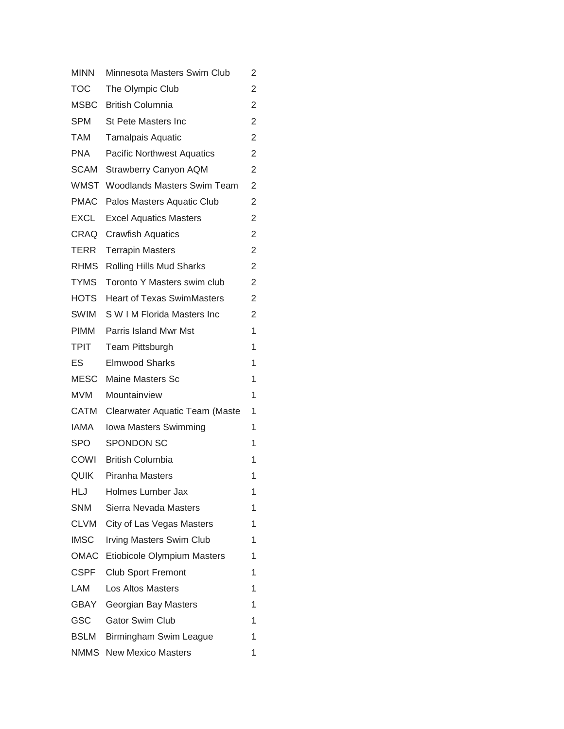| | | |
|---|---|---|
| MINN | Minnesota Masters Swim Club | 2 |
| TOC | The Olympic Club | 2 |
| MSBC | British Columnia | 2 |
| SPM | St Pete Masters Inc | 2 |
| TAM | Tamalpais Aquatic | 2 |
| PNA | Pacific Northwest Aquatics | 2 |
| SCAM | Strawberry Canyon AQM | 2 |
| WMST | Woodlands Masters Swim Team | 2 |
| PMAC | Palos Masters Aquatic Club | 2 |
| EXCL | Excel Aquatics Masters | 2 |
| CRAQ | Crawfish Aquatics | 2 |
| TERR | Terrapin Masters | 2 |
| RHMS | Rolling Hills Mud Sharks | 2 |
| TYMS | Toronto Y Masters swim club | 2 |
| HOTS | Heart of Texas SwimMasters | 2 |
| SWIM | S W I M Florida Masters Inc | 2 |
| PIMM | Parris Island Mwr Mst | 1 |
| TPIT | Team Pittsburgh | 1 |
| ES | Elmwood Sharks | 1 |
| MESC | Maine Masters Sc | 1 |
| MVM | Mountainview | 1 |
| CATM | Clearwater Aquatic Team (Maste | 1 |
| IAMA | Iowa Masters Swimming | 1 |
| SPO | SPONDON SC | 1 |
| COWI | British Columbia | 1 |
| QUIK | Piranha Masters | 1 |
| HLJ | Holmes Lumber Jax | 1 |
| SNM | Sierra Nevada Masters | 1 |
| CLVM | City of Las Vegas Masters | 1 |
| IMSC | Irving Masters Swim Club | 1 |
| OMAC | Etiobicole Olympium Masters | 1 |
| CSPF | Club Sport Fremont | 1 |
| LAM | Los Altos Masters | 1 |
| GBAY | Georgian Bay Masters | 1 |
| GSC | Gator Swim Club | 1 |
| BSLM | Birmingham Swim League | 1 |
| NMMS | New Mexico Masters | 1 |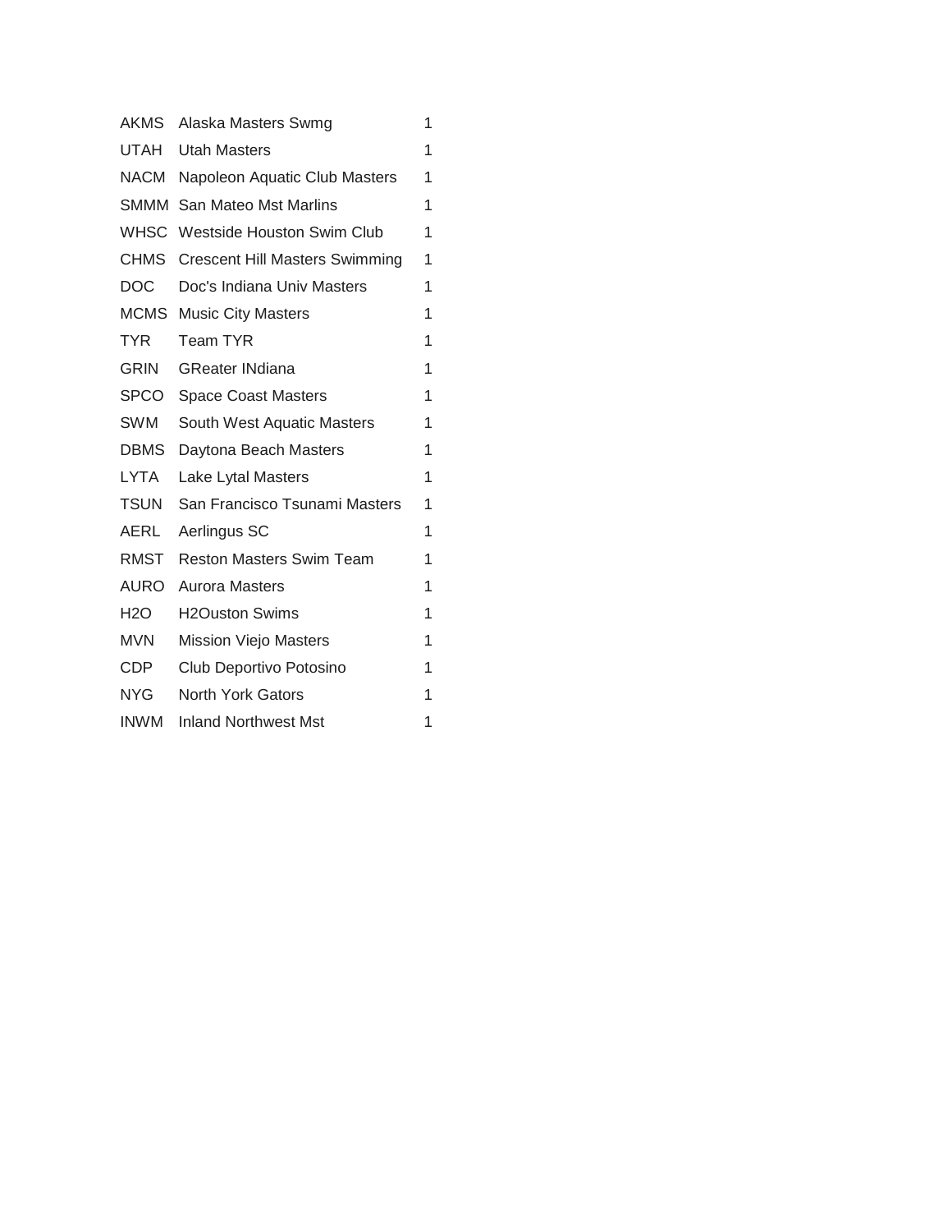| | | |
|---|---|---|
| AKMS | Alaska Masters Swmg | 1 |
| UTAH | Utah Masters | 1 |
| NACM | Napoleon Aquatic Club Masters | 1 |
| SMMM | San Mateo Mst Marlins | 1 |
| WHSC | Westside Houston Swim Club | 1 |
| CHMS | Crescent Hill Masters Swimming | 1 |
| DOC | Doc's Indiana Univ Masters | 1 |
| MCMS | Music City Masters | 1 |
| TYR | Team TYR | 1 |
| GRIN | GReater INdiana | 1 |
| SPCO | Space Coast Masters | 1 |
| SWM | South West Aquatic Masters | 1 |
| DBMS | Daytona Beach Masters | 1 |
| LYTA | Lake Lytal Masters | 1 |
| TSUN | San Francisco Tsunami Masters | 1 |
| AERL | Aerlingus SC | 1 |
| RMST | Reston Masters Swim Team | 1 |
| AURO | Aurora Masters | 1 |
| H2O | H2Ouston Swims | 1 |
| MVN | Mission Viejo Masters | 1 |
| CDP | Club Deportivo Potosino | 1 |
| NYG | North York Gators | 1 |
| INWM | Inland Northwest Mst | 1 |